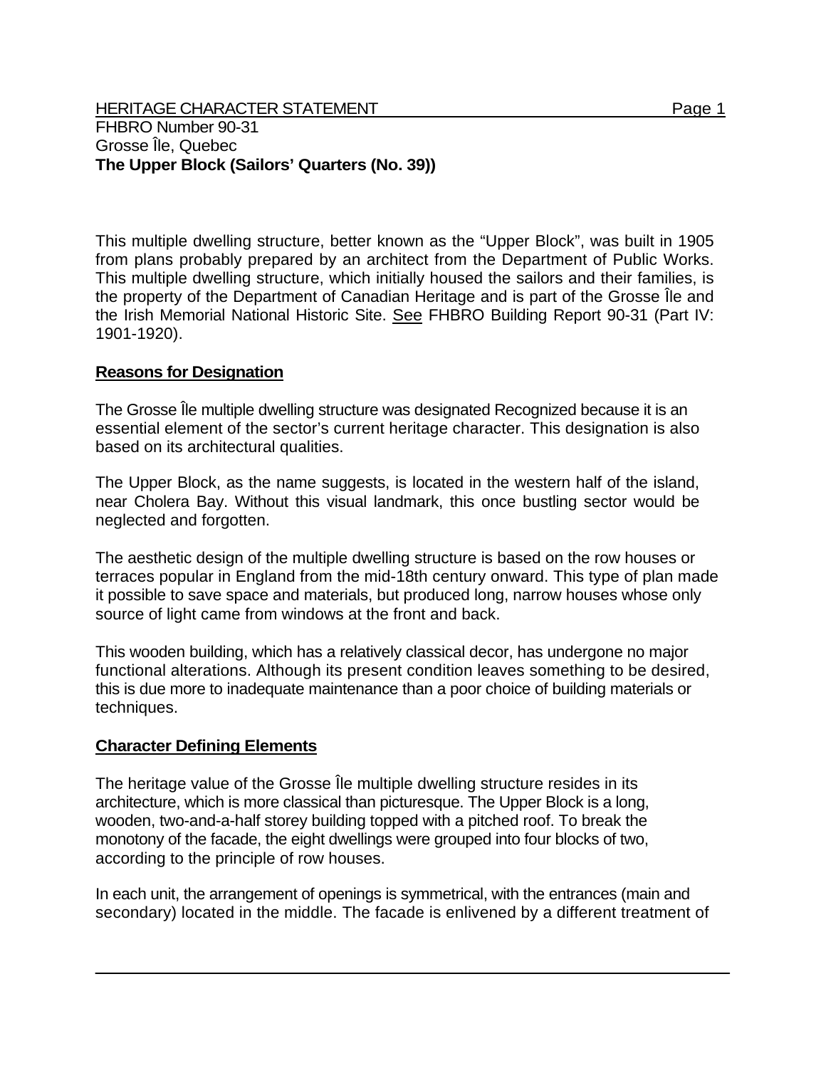HERITAGE CHARACTER STATEMENT

FHBRO Number 90-31
Grosse Île, Quebec
**The Upper Block (Sailors' Quarters (No. 39))**

This multiple dwelling structure, better known as the "Upper Block", was built in 1905 from plans probably prepared by an architect from the Department of Public Works. This multiple dwelling structure, which initially housed the sailors and their families, is the property of the Department of Canadian Heritage and is part of the Grosse Île and the Irish Memorial National Historic Site. See FHBRO Building Report 90-31 (Part IV: 1901-1920).

## Reasons for Designation

The Grosse Île multiple dwelling structure was designated Recognized because it is an essential element of the sector's current heritage character. This designation is also based on its architectural qualities.

The Upper Block, as the name suggests, is located in the western half of the island, near Cholera Bay. Without this visual landmark, this once bustling sector would be neglected and forgotten.

The aesthetic design of the multiple dwelling structure is based on the row houses or terraces popular in England from the mid-18th century onward. This type of plan made it possible to save space and materials, but produced long, narrow houses whose only source of light came from windows at the front and back.

This wooden building, which has a relatively classical decor, has undergone no major functional alterations. Although its present condition leaves something to be desired, this is due more to inadequate maintenance than a poor choice of building materials or techniques.

## Character Defining Elements

The heritage value of the Grosse Île multiple dwelling structure resides in its architecture, which is more classical than picturesque. The Upper Block is a long, wooden, two-and-a-half storey building topped with a pitched roof. To break the monotony of the facade, the eight dwellings were grouped into four blocks of two, according to the principle of row houses.

In each unit, the arrangement of openings is symmetrical, with the entrances (main and secondary) located in the middle. The facade is enlivened by a different treatment of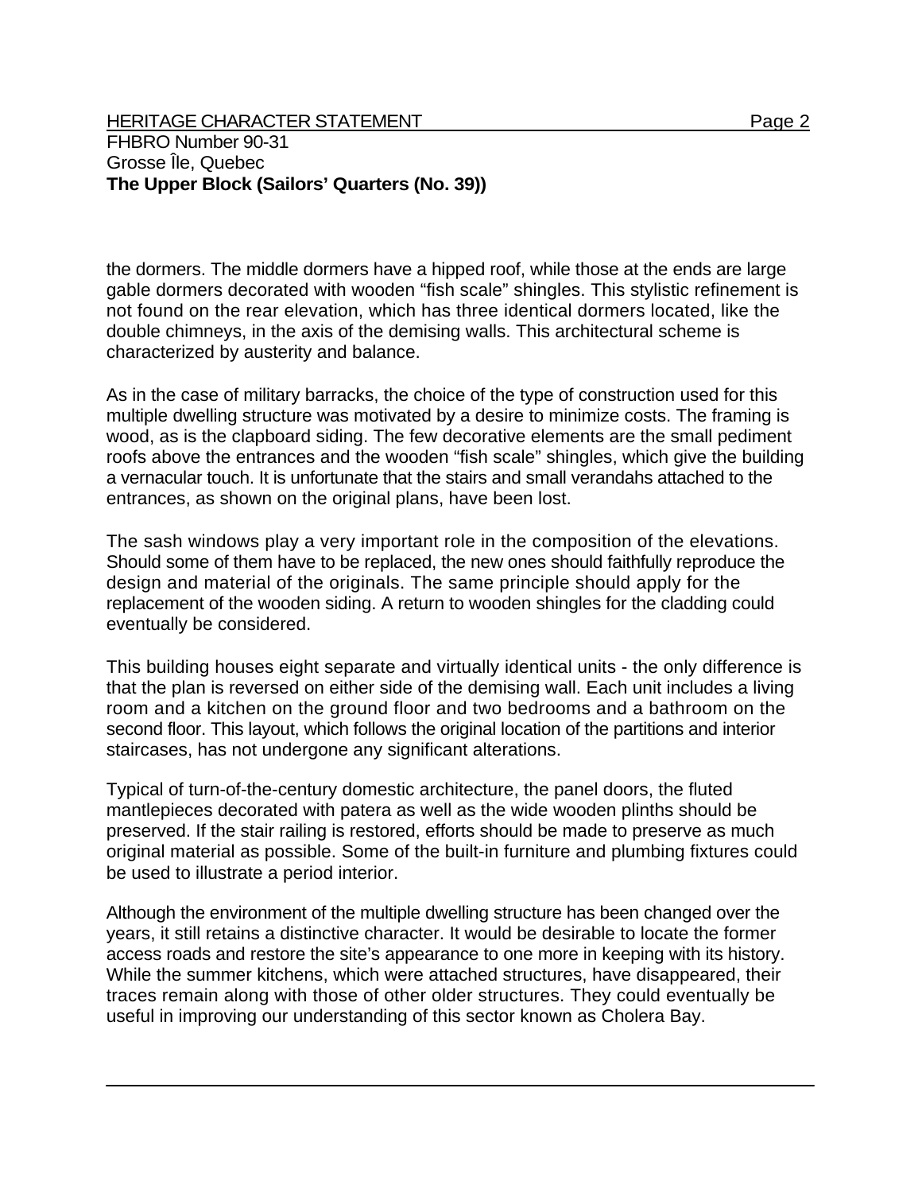the dormers. The middle dormers have a hipped roof, while those at the ends are large gable dormers decorated with wooden "fish scale" shingles. This stylistic refinement is not found on the rear elevation, which has three identical dormers located, like the double chimneys, in the axis of the demising walls. This architectural scheme is characterized by austerity and balance.

As in the case of military barracks, the choice of the type of construction used for this multiple dwelling structure was motivated by a desire to minimize costs. The framing is wood, as is the clapboard siding. The few decorative elements are the small pediment roofs above the entrances and the wooden "fish scale" shingles, which give the building a vernacular touch. It is unfortunate that the stairs and small verandahs attached to the entrances, as shown on the original plans, have been lost.

The sash windows play a very important role in the composition of the elevations. Should some of them have to be replaced, the new ones should faithfully reproduce the design and material of the originals. The same principle should apply for the replacement of the wooden siding. A return to wooden shingles for the cladding could eventually be considered.

This building houses eight separate and virtually identical units - the only difference is that the plan is reversed on either side of the demising wall. Each unit includes a living room and a kitchen on the ground floor and two bedrooms and a bathroom on the second floor. This layout, which follows the original location of the partitions and interior staircases, has not undergone any significant alterations.

Typical of turn-of-the-century domestic architecture, the panel doors, the fluted mantlepieces decorated with patera as well as the wide wooden plinths should be preserved. If the stair railing is restored, efforts should be made to preserve as much original material as possible. Some of the built-in furniture and plumbing fixtures could be used to illustrate a period interior.

Although the environment of the multiple dwelling structure has been changed over the years, it still retains a distinctive character. It would be desirable to locate the former access roads and restore the site's appearance to one more in keeping with its history. While the summer kitchens, which were attached structures, have disappeared, their traces remain along with those of other older structures. They could eventually be useful in improving our understanding of this sector known as Cholera Bay.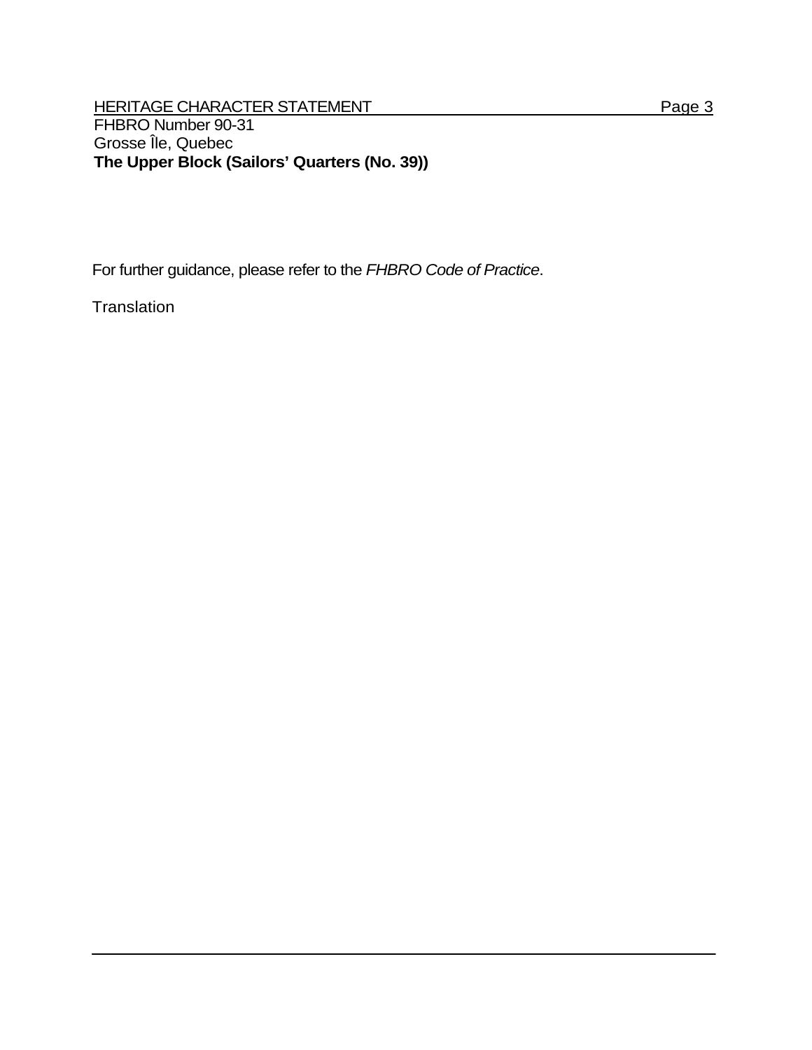For further guidance, please refer to the *FHBRO Code of Practice*.

Translation